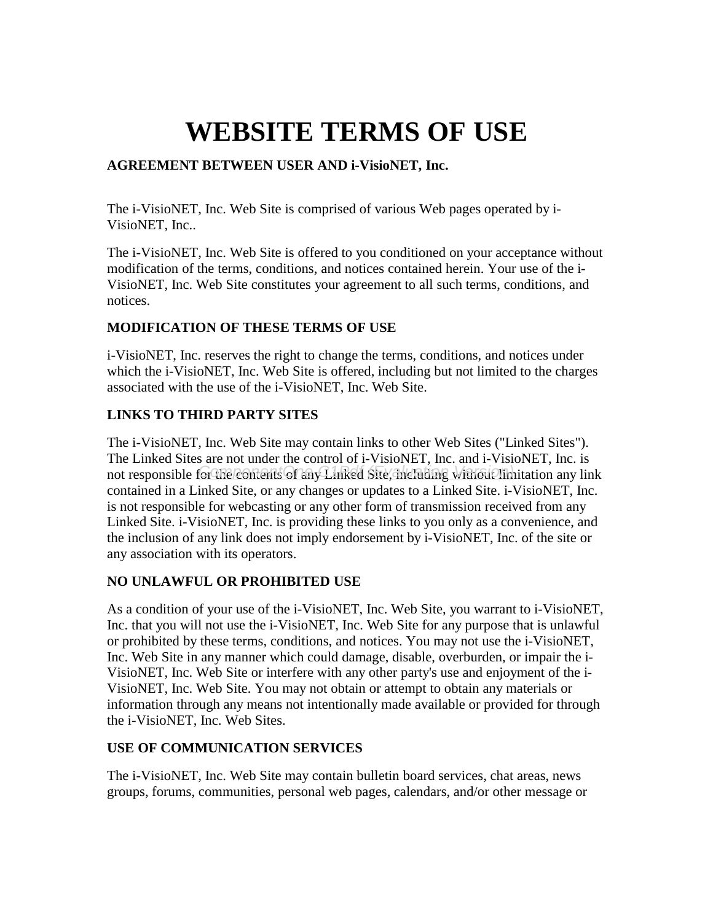# WEBSITE TERMS OF USE

**AGREEMENT BETWEEN USER AND i-VisioNET, Inc.**

The i-VisioNET, Inc. Web Site is comprised of various Web pages operated by i-VisioNET, Inc..

The i-VisioNET, Inc. Web Site is offered to you conditioned on your acceptance without modification of the terms, conditions, and notices contained herein. Your use of the i-VisioNET, Inc. Web Site constitutes your agreement to all such terms, conditions, and notices.

**MODIFICATION OF THESE TERMS OF USE**

i-VisioNET, Inc. reserves the right to change the terms, conditions, and notices under which the i-VisioNET, Inc. Web Site is offered, including but not limited to the charges associated with the use of the i-VisioNET, Inc. Web Site.

**LINKS TO THIRD PARTY SITES**

The i-VisioNET, Inc. Web Site may contain links to other Web Sites ("Linked Sites"). The Linked Sites are not under the control of i-VisioNET, Inc. and i-VisioNET, Inc. is not responsible for the contents of any Linked Site, including without limitation any link contained in a Linked Site, or any changes or updates to a Linked Site. i-VisioNET, Inc. is not responsible for webcasting or any other form of transmission received from any Linked Site. i-VisioNET, Inc. is providing these links to you only as a convenience, and the inclusion of any link does not imply endorsement by i-VisioNET, Inc. of the site or any association with its operators.

**NO UNLAWFUL OR PROHIBITED USE**

As a condition of your use of the i-VisioNET, Inc. Web Site, you warrant to i-VisioNET, Inc. that you will not use the i-VisioNET, Inc. Web Site for any purpose that is unlawful or prohibited by these terms, conditions, and notices. You may not use the i-VisioNET, Inc. Web Site in any manner which could damage, disable, overburden, or impair the i-VisioNET, Inc. Web Site or interfere with any other party's use and enjoyment of the i-VisioNET, Inc. Web Site. You may not obtain or attempt to obtain any materials or information through any means not intentionally made available or provided for through the i-VisioNET, Inc. Web Sites.

**USE OF COMMUNICATION SERVICES**

The i-VisioNET, Inc. Web Site may contain bulletin board services, chat areas, news groups, forums, communities, personal web pages, calendars, and/or other message or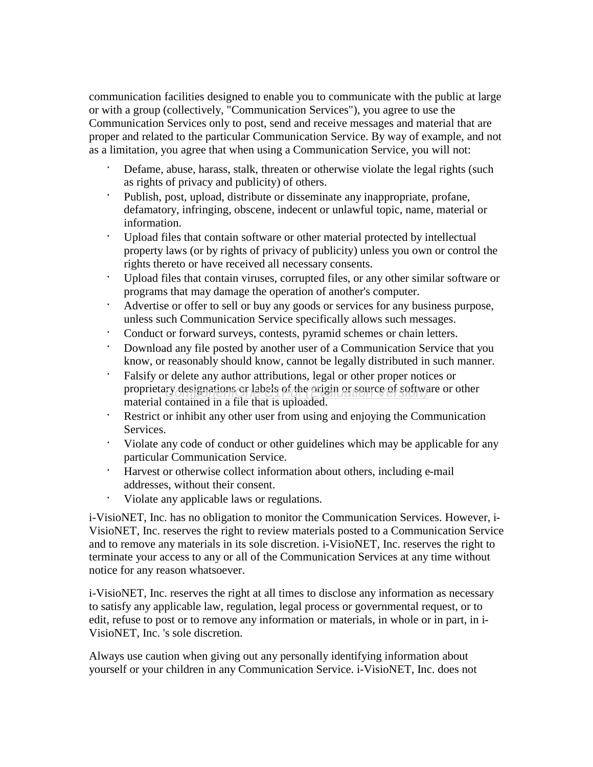communication facilities designed to enable you to communicate with the public at large or with a group (collectively, "Communication Services"), you agree to use the Communication Services only to post, send and receive messages and material that are proper and related to the particular Communication Service. By way of example, and not as a limitation, you agree that when using a Communication Service, you will not:

- Defame, abuse, harass, stalk, threaten or otherwise violate the legal rights (such as rights of privacy and publicity) of others.
- Publish, post, upload, distribute or disseminate any inappropriate, profane, defamatory, infringing, obscene, indecent or unlawful topic, name, material or information.
- Upload files that contain software or other material protected by intellectual property laws (or by rights of privacy of publicity) unless you own or control the rights thereto or have received all necessary consents.
- Upload files that contain viruses, corrupted files, or any other similar software or programs that may damage the operation of another's computer.
- Advertise or offer to sell or buy any goods or services for any business purpose, unless such Communication Service specifically allows such messages.
- Conduct or forward surveys, contests, pyramid schemes or chain letters.
- Download any file posted by another user of a Communication Service that you know, or reasonably should know, cannot be legally distributed in such manner.
- Falsify or delete any author attributions, legal or other proper notices or proprietary designations or labels of the origin or source of software or other material contained in a file that is uploaded.
- Restrict or inhibit any other user from using and enjoying the Communication Services.
- Violate any code of conduct or other guidelines which may be applicable for any particular Communication Service.
- Harvest or otherwise collect information about others, including e-mail addresses, without their consent.
- Violate any applicable laws or regulations.

i-VisioNET, Inc. has no obligation to monitor the Communication Services. However, i-VisioNET, Inc. reserves the right to review materials posted to a Communication Service and to remove any materials in its sole discretion. i-VisioNET, Inc. reserves the right to terminate your access to any or all of the Communication Services at any time without notice for any reason whatsoever.

i-VisioNET, Inc. reserves the right at all times to disclose any information as necessary to satisfy any applicable law, regulation, legal process or governmental request, or to edit, refuse to post or to remove any information or materials, in whole or in part, in i-VisioNET, Inc. 's sole discretion.

Always use caution when giving out any personally identifying information about yourself or your children in any Communication Service. i-VisioNET, Inc. does not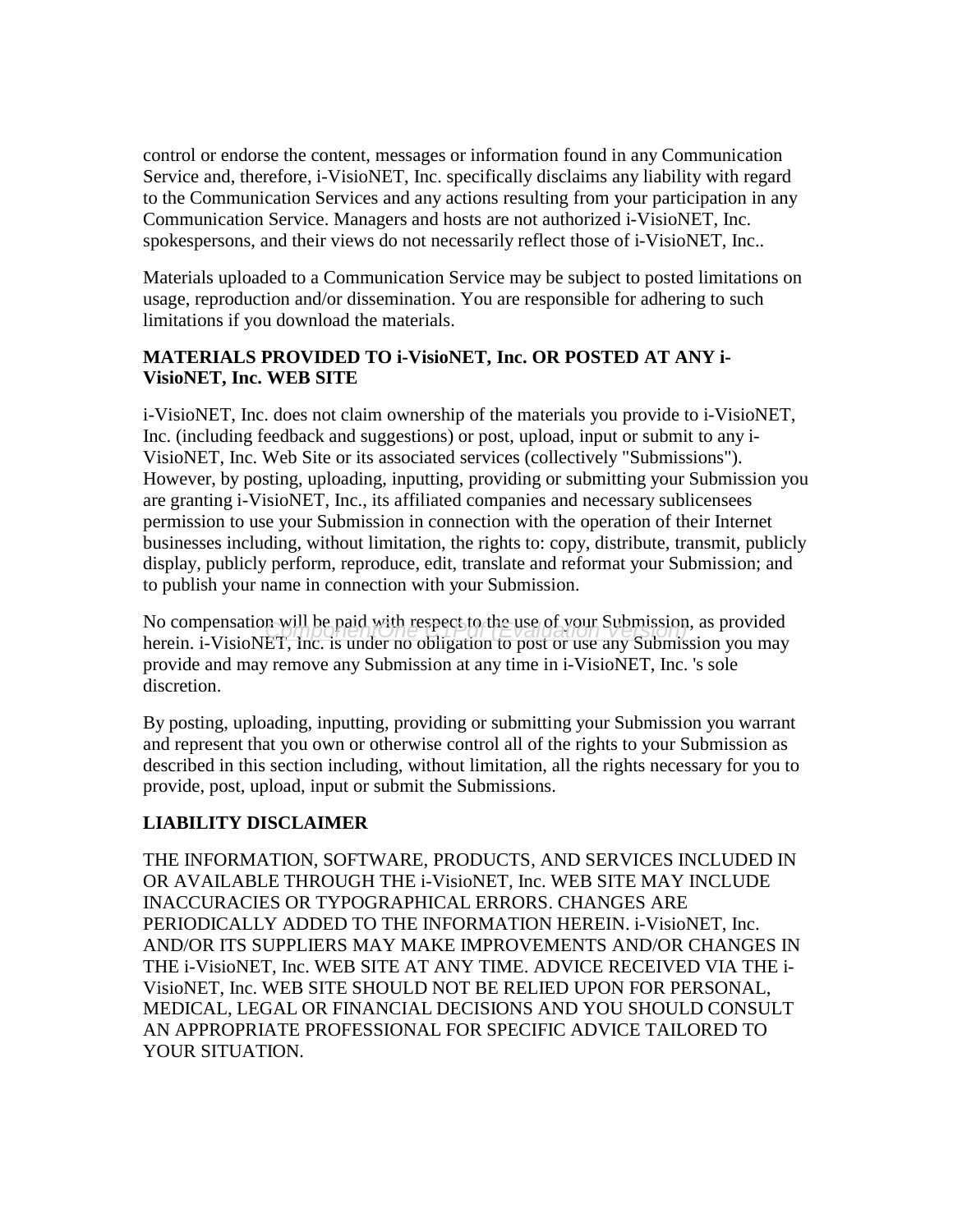control or endorse the content, messages or information found in any Communication Service and, therefore, i-VisioNET, Inc. specifically disclaims any liability with regard to the Communication Services and any actions resulting from your participation in any Communication Service. Managers and hosts are not authorized i-VisioNET, Inc. spokespersons, and their views do not necessarily reflect those of i-VisioNET, Inc..

Materials uploaded to a Communication Service may be subject to posted limitations on usage, reproduction and/or dissemination. You are responsible for adhering to such limitations if you download the materials.

**MATERIALS PROVIDED TO i-VisioNET, Inc. OR POSTED AT ANY i-VisioNET, Inc. WEB SITE**

i-VisioNET, Inc. does not claim ownership of the materials you provide to i-VisioNET, Inc. (including feedback and suggestions) or post, upload, input or submit to any i-VisioNET, Inc. Web Site or its associated services (collectively "Submissions"). However, by posting, uploading, inputting, providing or submitting your Submission you are granting i-VisioNET, Inc., its affiliated companies and necessary sublicensees permission to use your Submission in connection with the operation of their Internet businesses including, without limitation, the rights to: copy, distribute, transmit, publicly display, publicly perform, reproduce, edit, translate and reformat your Submission; and to publish your name in connection with your Submission.

No compensation will be paid with respect to the use of your Submission, as provided herein. i-VisioNET, Inc. is under no obligation to post or use any Submission you may provide and may remove any Submission at any time in i-VisioNET, Inc. 's sole discretion.

By posting, uploading, inputting, providing or submitting your Submission you warrant and represent that you own or otherwise control all of the rights to your Submission as described in this section including, without limitation, all the rights necessary for you to provide, post, upload, input or submit the Submissions.

**LIABILITY DISCLAIMER**

THE INFORMATION, SOFTWARE, PRODUCTS, AND SERVICES INCLUDED IN OR AVAILABLE THROUGH THE i-VisioNET, Inc. WEB SITE MAY INCLUDE INACCURACIES OR TYPOGRAPHICAL ERRORS. CHANGES ARE PERIODICALLY ADDED TO THE INFORMATION HEREIN. i-VisioNET, Inc. AND/OR ITS SUPPLIERS MAY MAKE IMPROVEMENTS AND/OR CHANGES IN THE i-VisioNET, Inc. WEB SITE AT ANY TIME. ADVICE RECEIVED VIA THE i-VisioNET, Inc. WEB SITE SHOULD NOT BE RELIED UPON FOR PERSONAL, MEDICAL, LEGAL OR FINANCIAL DECISIONS AND YOU SHOULD CONSULT AN APPROPRIATE PROFESSIONAL FOR SPECIFIC ADVICE TAILORED TO YOUR SITUATION.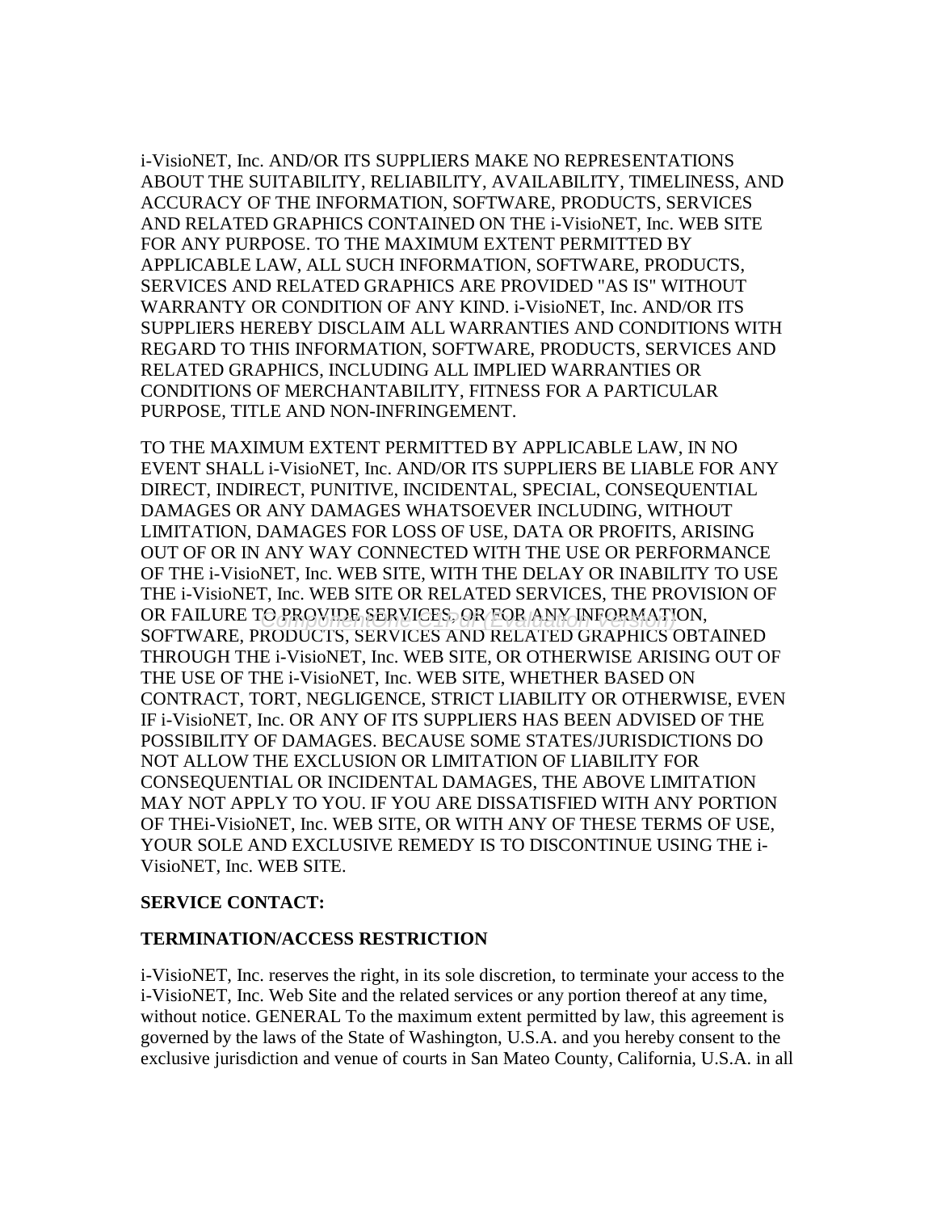i-VisioNET, Inc. AND/OR ITS SUPPLIERS MAKE NO REPRESENTATIONS ABOUT THE SUITABILITY, RELIABILITY, AVAILABILITY, TIMELINESS, AND ACCURACY OF THE INFORMATION, SOFTWARE, PRODUCTS, SERVICES AND RELATED GRAPHICS CONTAINED ON THE i-VisioNET, Inc. WEB SITE FOR ANY PURPOSE. TO THE MAXIMUM EXTENT PERMITTED BY APPLICABLE LAW, ALL SUCH INFORMATION, SOFTWARE, PRODUCTS, SERVICES AND RELATED GRAPHICS ARE PROVIDED "AS IS" WITHOUT WARRANTY OR CONDITION OF ANY KIND. i-VisioNET, Inc. AND/OR ITS SUPPLIERS HEREBY DISCLAIM ALL WARRANTIES AND CONDITIONS WITH REGARD TO THIS INFORMATION, SOFTWARE, PRODUCTS, SERVICES AND RELATED GRAPHICS, INCLUDING ALL IMPLIED WARRANTIES OR CONDITIONS OF MERCHANTABILITY, FITNESS FOR A PARTICULAR PURPOSE, TITLE AND NON-INFRINGEMENT.

TO THE MAXIMUM EXTENT PERMITTED BY APPLICABLE LAW, IN NO EVENT SHALL i-VisioNET, Inc. AND/OR ITS SUPPLIERS BE LIABLE FOR ANY DIRECT, INDIRECT, PUNITIVE, INCIDENTAL, SPECIAL, CONSEQUENTIAL DAMAGES OR ANY DAMAGES WHATSOEVER INCLUDING, WITHOUT LIMITATION, DAMAGES FOR LOSS OF USE, DATA OR PROFITS, ARISING OUT OF OR IN ANY WAY CONNECTED WITH THE USE OR PERFORMANCE OF THE i-VisioNET, Inc. WEB SITE, WITH THE DELAY OR INABILITY TO USE THE i-VisioNET, Inc. WEB SITE OR RELATED SERVICES, THE PROVISION OF OR FAILURE TO PROVIDE SERVICES, OR FOR ANY INFORMATION, SOFTWARE, PRODUCTS, SERVICES AND RELATED GRAPHICS OBTAINED THROUGH THE i-VisioNET, Inc. WEB SITE, OR OTHERWISE ARISING OUT OF THE USE OF THE i-VisioNET, Inc. WEB SITE, WHETHER BASED ON CONTRACT, TORT, NEGLIGENCE, STRICT LIABILITY OR OTHERWISE, EVEN IF i-VisioNET, Inc. OR ANY OF ITS SUPPLIERS HAS BEEN ADVISED OF THE POSSIBILITY OF DAMAGES. BECAUSE SOME STATES/JURISDICTIONS DO NOT ALLOW THE EXCLUSION OR LIMITATION OF LIABILITY FOR CONSEQUENTIAL OR INCIDENTAL DAMAGES, THE ABOVE LIMITATION MAY NOT APPLY TO YOU. IF YOU ARE DISSATISFIED WITH ANY PORTION OF THEi-VisioNET, Inc. WEB SITE, OR WITH ANY OF THESE TERMS OF USE, YOUR SOLE AND EXCLUSIVE REMEDY IS TO DISCONTINUE USING THE i-VisioNET, Inc. WEB SITE.

**SERVICE CONTACT:**

**TERMINATION/ACCESS RESTRICTION**

i-VisioNET, Inc. reserves the right, in its sole discretion, to terminate your access to the i-VisioNET, Inc. Web Site and the related services or any portion thereof at any time, without notice. GENERAL To the maximum extent permitted by law, this agreement is governed by the laws of the State of Washington, U.S.A. and you hereby consent to the exclusive jurisdiction and venue of courts in San Mateo County, California, U.S.A. in all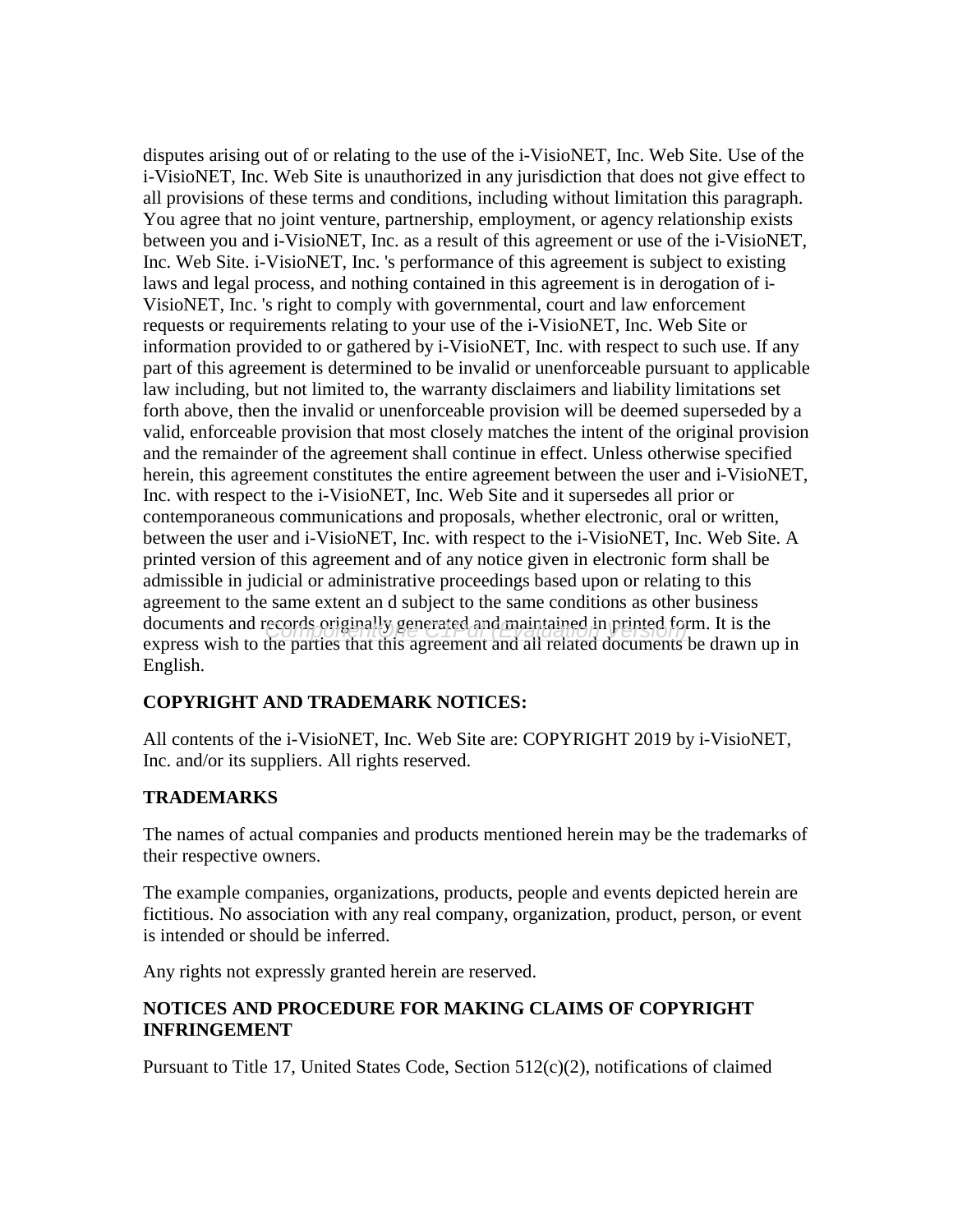disputes arising out of or relating to the use of the i-VisioNET, Inc. Web Site. Use of the i-VisioNET, Inc. Web Site is unauthorized in any jurisdiction that does not give effect to all provisions of these terms and conditions, including without limitation this paragraph. You agree that no joint venture, partnership, employment, or agency relationship exists between you and i-VisioNET, Inc. as a result of this agreement or use of the i-VisioNET, Inc. Web Site. i-VisioNET, Inc. 's performance of this agreement is subject to existing laws and legal process, and nothing contained in this agreement is in derogation of i-VisioNET, Inc. 's right to comply with governmental, court and law enforcement requests or requirements relating to your use of the i-VisioNET, Inc. Web Site or information provided to or gathered by i-VisioNET, Inc. with respect to such use. If any part of this agreement is determined to be invalid or unenforceable pursuant to applicable law including, but not limited to, the warranty disclaimers and liability limitations set forth above, then the invalid or unenforceable provision will be deemed superseded by a valid, enforceable provision that most closely matches the intent of the original provision and the remainder of the agreement shall continue in effect. Unless otherwise specified herein, this agreement constitutes the entire agreement between the user and i-VisioNET, Inc. with respect to the i-VisioNET, Inc. Web Site and it supersedes all prior or contemporaneous communications and proposals, whether electronic, oral or written, between the user and i-VisioNET, Inc. with respect to the i-VisioNET, Inc. Web Site. A printed version of this agreement and of any notice given in electronic form shall be admissible in judicial or administrative proceedings based upon or relating to this agreement to the same extent an d subject to the same conditions as other business documents and records originally generated and maintained in printed form. It is the express wish to the parties that this agreement and all related documents be drawn up in English.

**COPYRIGHT AND TRADEMARK NOTICES:**

All contents of the i-VisioNET, Inc. Web Site are: COPYRIGHT 2019 by i-VisioNET, Inc. and/or its suppliers. All rights reserved.

**TRADEMARKS**

The names of actual companies and products mentioned herein may be the trademarks of their respective owners.

The example companies, organizations, products, people and events depicted herein are fictitious. No association with any real company, organization, product, person, or event is intended or should be inferred.

Any rights not expressly granted herein are reserved.

**NOTICES AND PROCEDURE FOR MAKING CLAIMS OF COPYRIGHT INFRINGEMENT**

Pursuant to Title 17, United States Code, Section 512(c)(2), notifications of claimed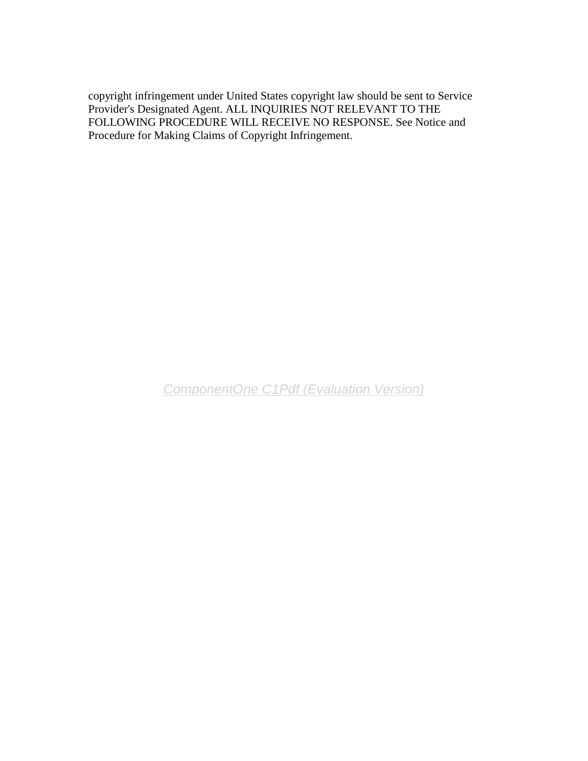copyright infringement under United States copyright law should be sent to Service Provider's Designated Agent. ALL INQUIRIES NOT RELEVANT TO THE FOLLOWING PROCEDURE WILL RECEIVE NO RESPONSE. See Notice and Procedure for Making Claims of Copyright Infringement.